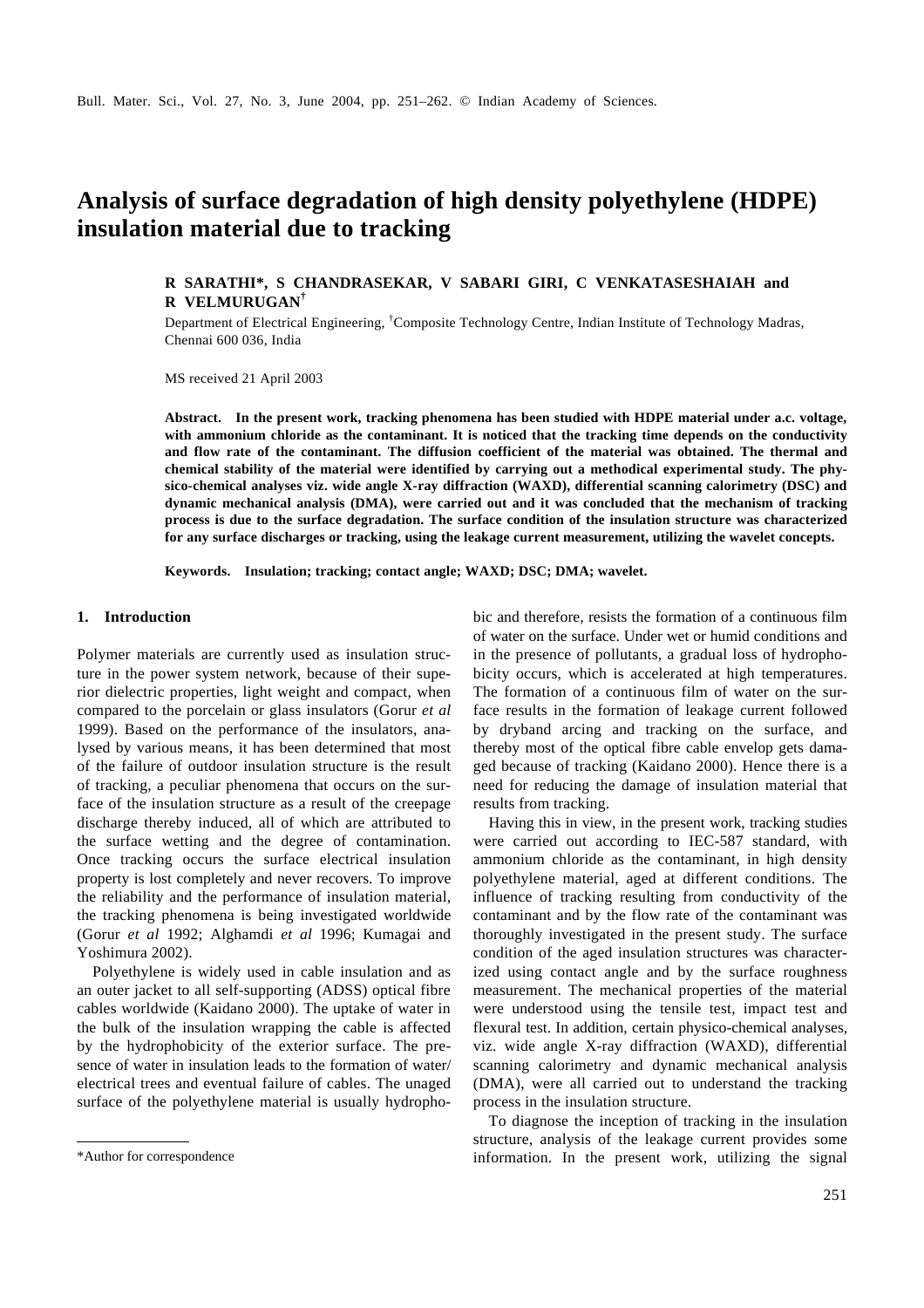# Analysis of surface degradation of high density polyethylene (HDPE) insulation material due to tracking

**R SARATHI\*, S CHANDRASEKAR, V SABARI GIRI, C VENKATASESHAIAH and R VELMURUGAN[†]**

Department of Electrical Engineering, [†]Composite Technology Centre, Indian Institute of Technology Madras, Chennai 600 036, India

MS received 21 April 2003

**Abstract. In the present work, tracking phenomena has been studied with HDPE material under a.c. voltage, with ammonium chloride as the contaminant. It is noticed that the tracking time depends on the conductivity and flow rate of the contaminant. The diffusion coefficient of the material was obtained. The thermal and chemical stability of the material were identified by carrying out a methodical experimental study. The physico-chemical analyses viz. wide angle X-ray diffraction (WAXD), differential scanning calorimetry (DSC) and dynamic mechanical analysis (DMA), were carried out and it was concluded that the mechanism of tracking process is due to the surface degradation. The surface condition of the insulation structure was characterized for any surface discharges or tracking, using the leakage current measurement, utilizing the wavelet concepts.**

**Keywords. Insulation; tracking; contact angle; WAXD; DSC; DMA; wavelet.**

## 1. Introduction

Polymer materials are currently used as insulation structure in the power system network, because of their superior dielectric properties, light weight and compact, when compared to the porcelain or glass insulators (Gorur *et al* 1999). Based on the performance of the insulators, analysed by various means, it has been determined that most of the failure of outdoor insulation structure is the result of tracking, a peculiar phenomena that occurs on the surface of the insulation structure as a result of the creepage discharge thereby induced, all of which are attributed to the surface wetting and the degree of contamination. Once tracking occurs the surface electrical insulation property is lost completely and never recovers. To improve the reliability and the performance of insulation material, the tracking phenomena is being investigated worldwide (Gorur *et al* 1992; Alghamdi *et al* 1996; Kumagai and Yoshimura 2002).

Polyethylene is widely used in cable insulation and as an outer jacket to all self-supporting (ADSS) optical fibre cables worldwide (Kaidano 2000). The uptake of water in the bulk of the insulation wrapping the cable is affected by the hydrophobicity of the exterior surface. The presence of water in insulation leads to the formation of water/electrical trees and eventual failure of cables. The unaged surface of the polyethylene material is usually hydrophobic and therefore, resists the formation of a continuous film of water on the surface. Under wet or humid conditions and in the presence of pollutants, a gradual loss of hydrophobicity occurs, which is accelerated at high temperatures. The formation of a continuous film of water on the surface results in the formation of leakage current followed by dryband arcing and tracking on the surface, and thereby most of the optical fibre cable envelop gets damaged because of tracking (Kaidano 2000). Hence there is a need for reducing the damage of insulation material that results from tracking.

Having this in view, in the present work, tracking studies were carried out according to IEC-587 standard, with ammonium chloride as the contaminant, in high density polyethylene material, aged at different conditions. The influence of tracking resulting from conductivity of the contaminant and by the flow rate of the contaminant was thoroughly investigated in the present study. The surface condition of the aged insulation structures was characterized using contact angle and by the surface roughness measurement. The mechanical properties of the material were understood using the tensile test, impact test and flexural test. In addition, certain physico-chemical analyses, viz. wide angle X-ray diffraction (WAXD), differential scanning calorimetry and dynamic mechanical analysis (DMA), were all carried out to understand the tracking process in the insulation structure.

To diagnose the inception of tracking in the insulation structure, analysis of the leakage current provides some information. In the present work, utilizing the signal

\*Author for correspondence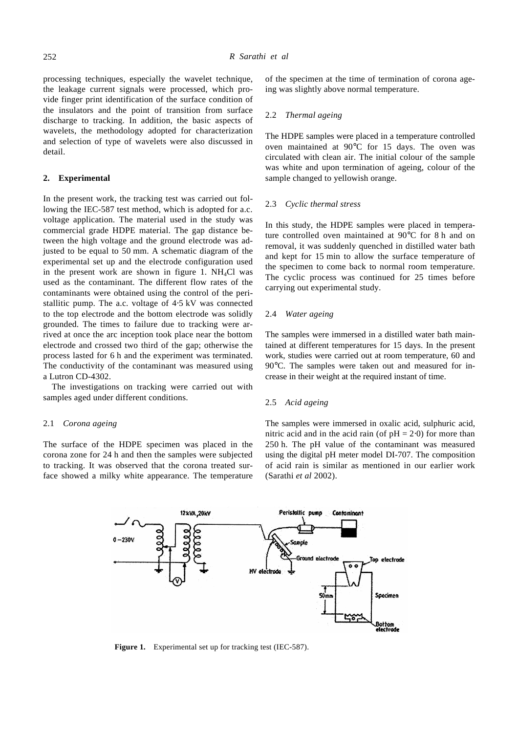processing techniques, especially the wavelet technique, the leakage current signals were processed, which provide finger print identification of the surface condition of the insulators and the point of transition from surface discharge to tracking. In addition, the basic aspects of wavelets, the methodology adopted for characterization and selection of type of wavelets were also discussed in detail.

## 2. Experimental

In the present work, the tracking test was carried out following the IEC-587 test method, which is adopted for a.c. voltage application. The material used in the study was commercial grade HDPE material. The gap distance between the high voltage and the ground electrode was adjusted to be equal to 50 mm. A schematic diagram of the experimental set up and the electrode configuration used in the present work are shown in figure 1. $NH_4Cl$ was used as the contaminant. The different flow rates of the contaminants were obtained using the control of the peristallitic pump. The a.c. voltage of 4·5 kV was connected to the top electrode and the bottom electrode was solidly grounded. The times to failure due to tracking were arrived at once the arc inception took place near the bottom electrode and crossed two third of the gap; otherwise the process lasted for 6 h and the experiment was terminated. The conductivity of the contaminant was measured using a Lutron CD-4302.

The investigations on tracking were carried out with samples aged under different conditions.

### 2.1 *Corona ageing*

The surface of the HDPE specimen was placed in the corona zone for 24 h and then the samples were subjected to tracking. It was observed that the corona treated surface showed a milky white appearance. The temperature of the specimen at the time of termination of corona ageing was slightly above normal temperature.

### 2.2 *Thermal ageing*

The HDPE samples were placed in a temperature controlled oven maintained at 90°C for 15 days. The oven was circulated with clean air. The initial colour of the sample was white and upon termination of ageing, colour of the sample changed to yellowish orange.

### 2.3 *Cyclic thermal stress*

In this study, the HDPE samples were placed in temperature controlled oven maintained at 90°C for 8 h and on removal, it was suddenly quenched in distilled water bath and kept for 15 min to allow the surface temperature of the specimen to come back to normal room temperature. The cyclic process was continued for 25 times before carrying out experimental study.

### 2.4 *Water ageing*

The samples were immersed in a distilled water bath maintained at different temperatures for 15 days. In the present work, studies were carried out at room temperature, 60 and 90°C. The samples were taken out and measured for increase in their weight at the required instant of time.

### 2.5 *Acid ageing*

The samples were immersed in oxalic acid, sulphuric acid, nitric acid and in the acid rain (of pH = 2·0) for more than 250 h. The pH value of the contaminant was measured using the digital pH meter model DI-707. The composition of acid rain is similar as mentioned in our earlier work (Sarathi *et al* 2002).

**Figure 1.** Experimental set up for tracking test (IEC-587).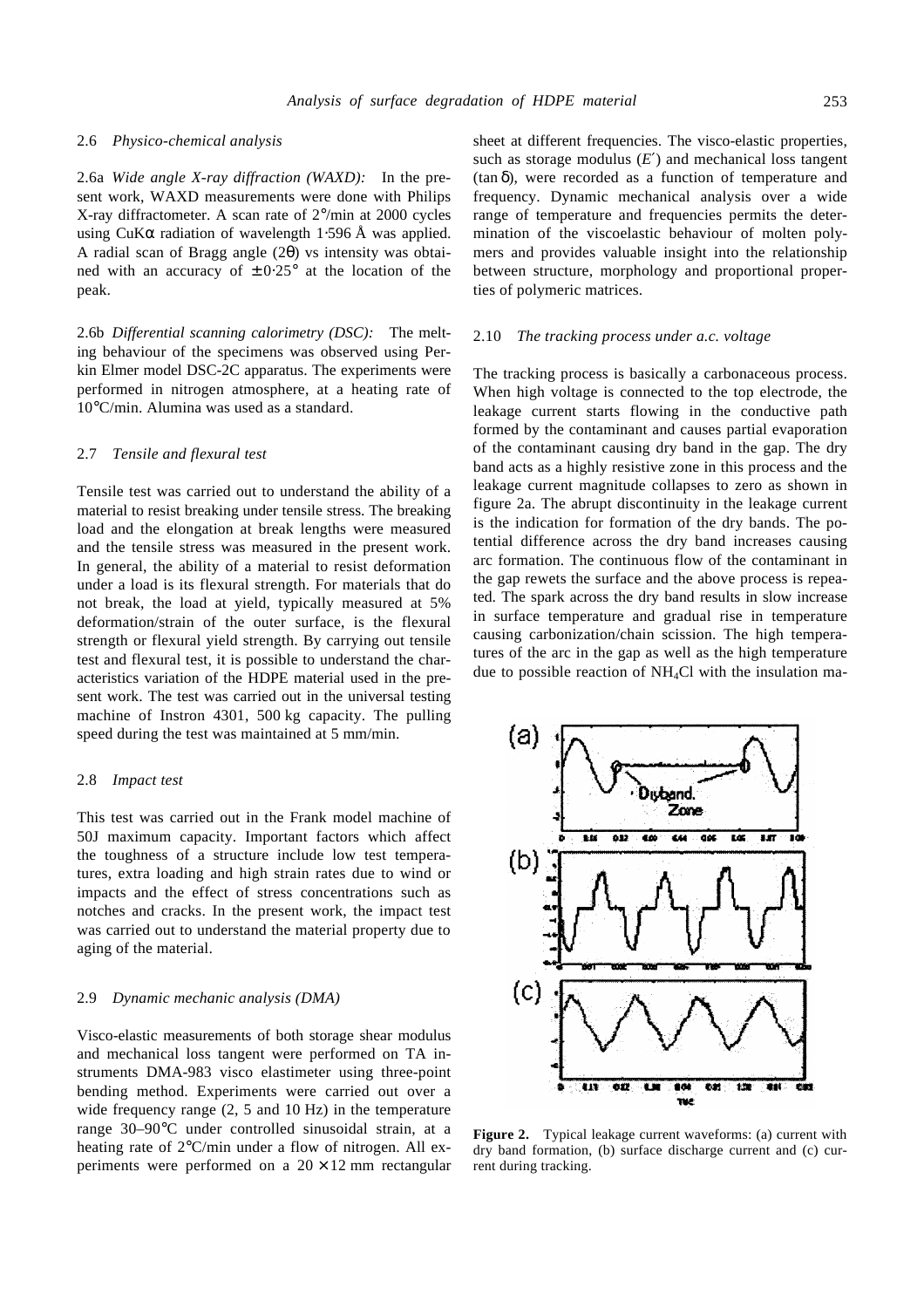### 2.6 *Physico-chemical analysis*

2.6a *Wide angle X-ray diffraction (WAXD):* In the present work, WAXD measurements were done with Philips X-ray diffractometer. A scan rate of 2°/min at 2000 cycles using CuK$\alpha$ radiation of wavelength 1·596 Å was applied. A radial scan of Bragg angle ($2\theta$) vs intensity was obtained with an accuracy of $\pm 0{\cdot}25°$ at the location of the peak.

2.6b *Differential scanning calorimetry (DSC):* The melting behaviour of the specimens was observed using Perkin Elmer model DSC-2C apparatus. The experiments were performed in nitrogen atmosphere, at a heating rate of 10°C/min. Alumina was used as a standard.

### 2.7 *Tensile and flexural test*

Tensile test was carried out to understand the ability of a material to resist breaking under tensile stress. The breaking load and the elongation at break lengths were measured and the tensile stress was measured in the present work. In general, the ability of a material to resist deformation under a load is its flexural strength. For materials that do not break, the load at yield, typically measured at 5% deformation/strain of the outer surface, is the flexural strength or flexural yield strength. By carrying out tensile test and flexural test, it is possible to understand the characteristics variation of the HDPE material used in the present work. The test was carried out in the universal testing machine of Instron 4301, 500 kg capacity. The pulling speed during the test was maintained at 5 mm/min.

### 2.8 *Impact test*

This test was carried out in the Frank model machine of 50J maximum capacity. Important factors which affect the toughness of a structure include low test temperatures, extra loading and high strain rates due to wind or impacts and the effect of stress concentrations such as notches and cracks. In the present work, the impact test was carried out to understand the material property due to aging of the material.

### 2.9 *Dynamic mechanic analysis (DMA)*

Visco-elastic measurements of both storage shear modulus and mechanical loss tangent were performed on TA instruments DMA-983 visco elastimeter using three-point bending method. Experiments were carried out over a wide frequency range (2, 5 and 10 Hz) in the temperature range 30–90°C under controlled sinusoidal strain, at a heating rate of 2°C/min under a flow of nitrogen. All experiments were performed on a $20 \times 12$ mm rectangular sheet at different frequencies. The visco-elastic properties, such as storage modulus ($E'$) and mechanical loss tangent ($\tan \delta$), were recorded as a function of temperature and frequency. Dynamic mechanical analysis over a wide range of temperature and frequencies permits the determination of the viscoelastic behaviour of molten polymers and provides valuable insight into the relationship between structure, morphology and proportional properties of polymeric matrices.

### 2.10 *The tracking process under a.c. voltage*

The tracking process is basically a carbonaceous process. When high voltage is connected to the top electrode, the leakage current starts flowing in the conductive path formed by the contaminant and causes partial evaporation of the contaminant causing dry band in the gap. The dry band acts as a highly resistive zone in this process and the leakage current magnitude collapses to zero as shown in figure 2a. The abrupt discontinuity in the leakage current is the indication for formation of the dry bands. The potential difference across the dry band increases causing arc formation. The continuous flow of the contaminant in the gap rewets the surface and the above process is repeated. The spark across the dry band results in slow increase in surface temperature and gradual rise in temperature causing carbonization/chain scission. The high temperatures of the arc in the gap as well as the high temperature due to possible reaction of $NH_4Cl$ with the insulation ma-

**Figure 2.** Typical leakage current waveforms: (a) current with dry band formation, (b) surface discharge current and (c) current during tracking.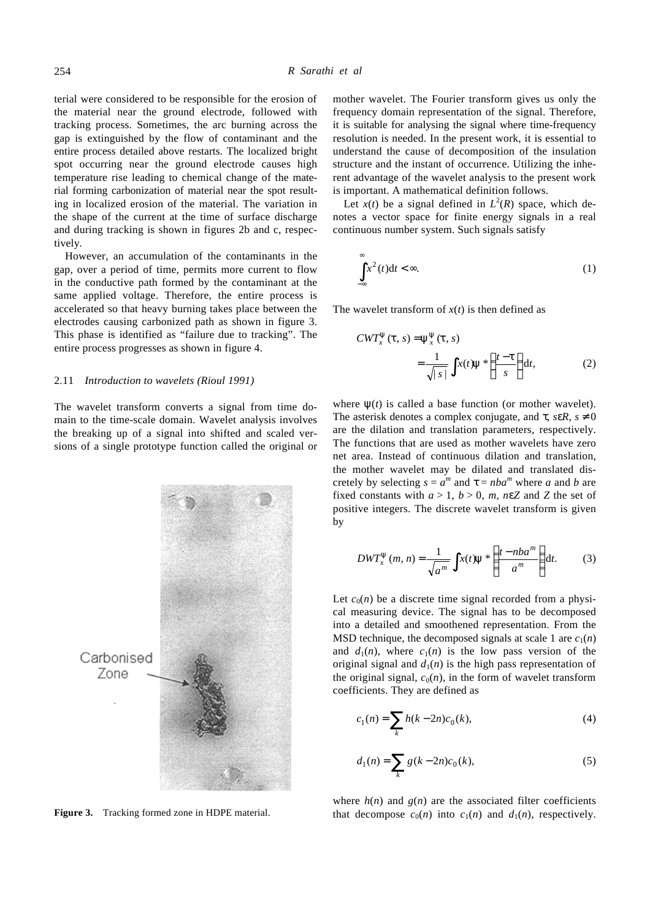terial were considered to be responsible for the erosion of the material near the ground electrode, followed with tracking process. Sometimes, the arc burning across the gap is extinguished by the flow of contaminant and the entire process detailed above restarts. The localized bright spot occurring near the ground electrode causes high temperature rise leading to chemical change of the material forming carbonization of material near the spot resulting in localized erosion of the material. The variation in the shape of the current at the time of surface discharge and during tracking is shown in figures 2b and c, respectively.

However, an accumulation of the contaminants in the gap, over a period of time, permits more current to flow in the conductive path formed by the contaminant at the same applied voltage. Therefore, the entire process is accelerated so that heavy burning takes place between the electrodes causing carbonized path as shown in figure 3. This phase is identified as "failure due to tracking". The entire process progresses as shown in figure 4.

### 2.11 *Introduction to wavelets (Rioul 1991)*

The wavelet transform converts a signal from time domain to the time-scale domain. Wavelet analysis involves the breaking up of a signal into shifted and scaled versions of a single prototype function called the original or mother wavelet. The Fourier transform gives us only the frequency domain representation of the signal. Therefore, it is suitable for analysing the signal where time-frequency resolution is needed. In the present work, it is essential to understand the cause of decomposition of the insulation structure and the instant of occurrence. Utilizing the inherent advantage of the wavelet analysis to the present work is important. A mathematical definition follows.

Carbonised Zone

**Figure 3.** Tracking formed zone in HDPE material.

Let $x(t)$ be a signal defined in $L^2(R)$ space, which denotes a vector space for finite energy signals in a real continuous number system. Such signals satisfy

$$\int_{-\infty}^{\infty} x^2(t)\mathrm{d}t < \infty. \tag{1}$$

The wavelet transform of $x(t)$ is then defined as

$$CWT_x^{\psi}(\tau, s) = \psi_x^{\psi}(\tau, s) = \frac{1}{\sqrt{|s|}} \int x(t)\psi^*\left(\frac{t-\tau}{s}\right)\mathrm{d}t, \tag{2}$$

where $\psi(t)$ is called a base function (or mother wavelet). The asterisk denotes a complex conjugate, and $\tau, s \varepsilon R$, $s \neq 0$ are the dilation and translation parameters, respectively. The functions that are used as mother wavelets have zero net area. Instead of continuous dilation and translation, the mother wavelet may be dilated and translated discretely by selecting $s = a^m$ and $\tau = nba^m$ where $a$ and $b$ are fixed constants with $a > 1$, $b > 0$, $m$, $n \varepsilon Z$ and $Z$ the set of positive integers. The discrete wavelet transform is given by

$$DWT_x^{\psi}(m, n) = \frac{1}{\sqrt{a^m}} \int x(t)\psi^*\left(\frac{t - nba^m}{a^m}\right)\mathrm{d}t. \tag{3}$$

Let $c_0(n)$ be a discrete time signal recorded from a physical measuring device. The signal has to be decomposed into a detailed and smoothened representation. From the MSD technique, the decomposed signals at scale 1 are $c_1(n)$ and $d_1(n)$, where $c_1(n)$ is the low pass version of the original signal and $d_1(n)$ is the high pass representation of the original signal, $c_0(n)$, in the form of wavelet transform coefficients. They are defined as

$$c_1(n) = \sum_k h(k - 2n)c_0(k), \tag{4}$$

$$d_1(n) = \sum_k g(k - 2n)c_0(k), \tag{5}$$

where $h(n)$ and $g(n)$ are the associated filter coefficients that decompose $c_0(n)$ into $c_1(n)$ and $d_1(n)$, respectively.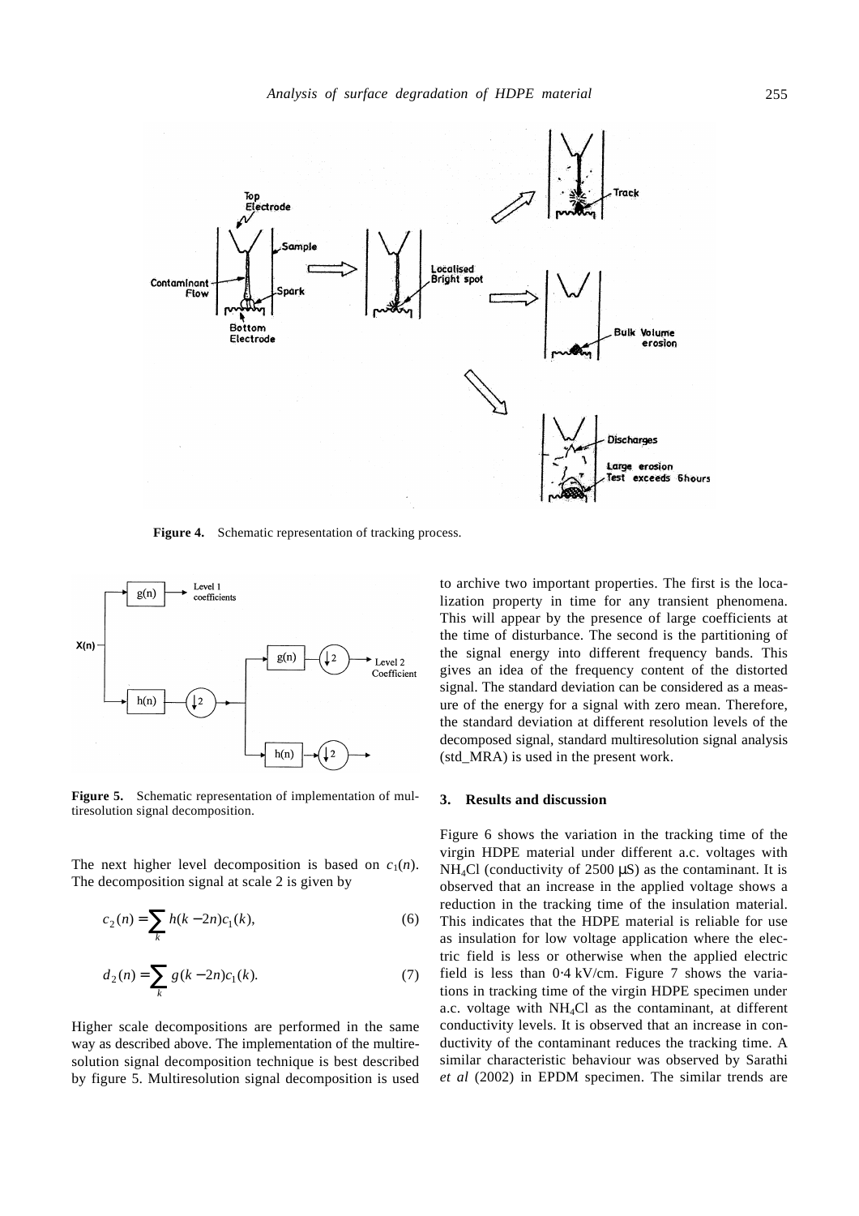**Figure 4.** Schematic representation of tracking process.

**Figure 5.** Schematic representation of implementation of multiresolution signal decomposition.

The next higher level decomposition is based on $c_1(n)$. The decomposition signal at scale 2 is given by

$$c_2(n) = \sum_k h(k - 2n)c_1(k), \tag{6}$$

$$d_2(n) = \sum_k g(k - 2n)c_1(k). \tag{7}$$

Higher scale decompositions are performed in the same way as described above. The implementation of the multiresolution signal decomposition technique is best described by figure 5. Multiresolution signal decomposition is used to archive two important properties. The first is the localization property in time for any transient phenomena. This will appear by the presence of large coefficients at the time of disturbance. The second is the partitioning of the signal energy into different frequency bands. This gives an idea of the frequency content of the distorted signal. The standard deviation can be considered as a measure of the energy for a signal with zero mean. Therefore, the standard deviation at different resolution levels of the decomposed signal, standard multiresolution signal analysis (std_MRA) is used in the present work.

## 3. Results and discussion

Figure 6 shows the variation in the tracking time of the virgin HDPE material under different a.c. voltages with $NH_4Cl$ (conductivity of 2500 μS) as the contaminant. It is observed that an increase in the applied voltage shows a reduction in the tracking time of the insulation material. This indicates that the HDPE material is reliable for use as insulation for low voltage application where the electric field is less or otherwise when the applied electric field is less than 0·4 kV/cm. Figure 7 shows the variations in tracking time of the virgin HDPE specimen under a.c. voltage with $NH_4Cl$ as the contaminant, at different conductivity levels. It is observed that an increase in conductivity of the contaminant reduces the tracking time. A similar characteristic behaviour was observed by Sarathi *et al* (2002) in EPDM specimen. The similar trends are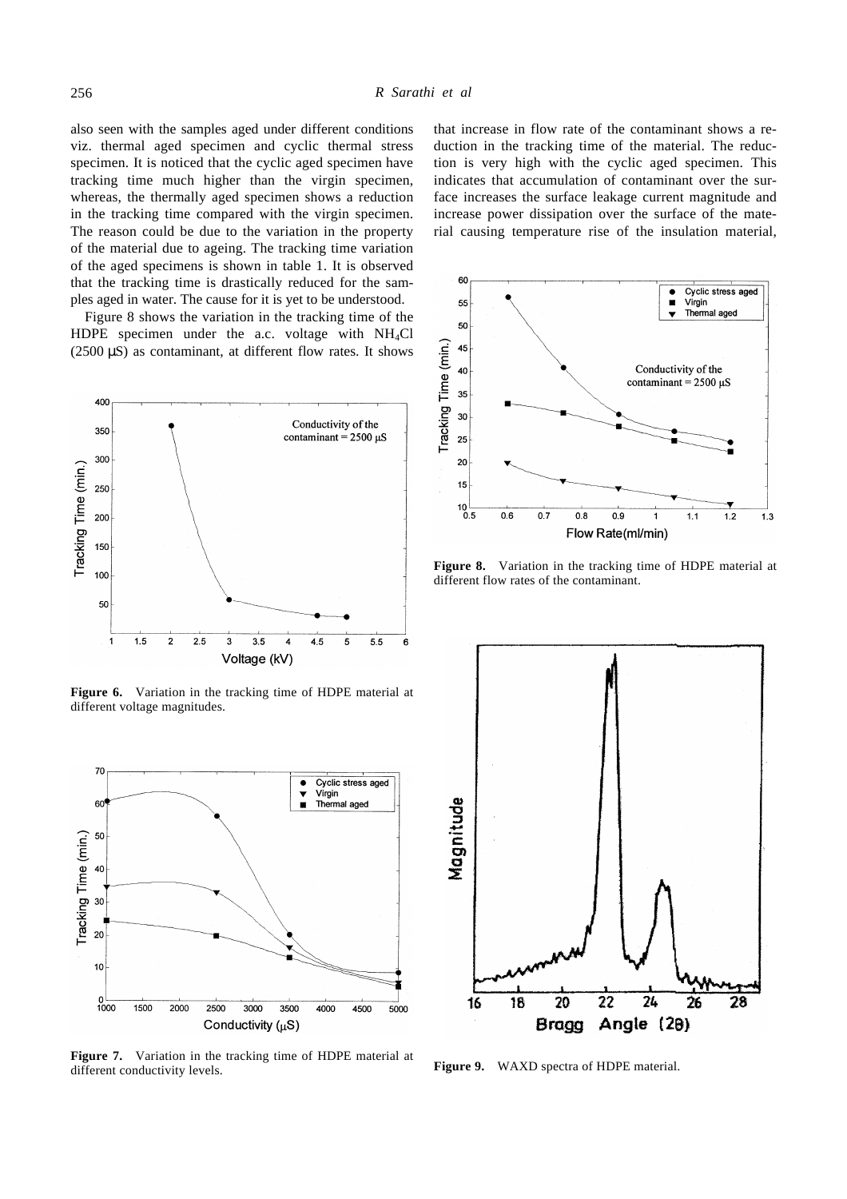also seen with the samples aged under different conditions viz. thermal aged specimen and cyclic thermal stress specimen. It is noticed that the cyclic aged specimen have tracking time much higher than the virgin specimen, whereas, the thermally aged specimen shows a reduction in the tracking time compared with the virgin specimen. The reason could be due to the variation in the property of the material due to ageing. The tracking time variation of the aged specimens is shown in table 1. It is observed that the tracking time is drastically reduced for the samples aged in water. The cause for it is yet to be understood.

Figure 8 shows the variation in the tracking time of the HDPE specimen under the a.c. voltage with $NH_4Cl$ (2500 μS) as contaminant, at different flow rates. It shows that increase in flow rate of the contaminant shows a reduction in the tracking time of the material. The reduction is very high with the cyclic aged specimen. This indicates that accumulation of contaminant over the surface increases the surface leakage current magnitude and increase power dissipation over the surface of the material causing temperature rise of the insulation material,

**Figure 6.** Variation in the tracking time of HDPE material at different voltage magnitudes.

**Figure 7.** Variation in the tracking time of HDPE material at different conductivity levels.

**Figure 8.** Variation in the tracking time of HDPE material at different flow rates of the contaminant.

**Figure 9.** WAXD spectra of HDPE material.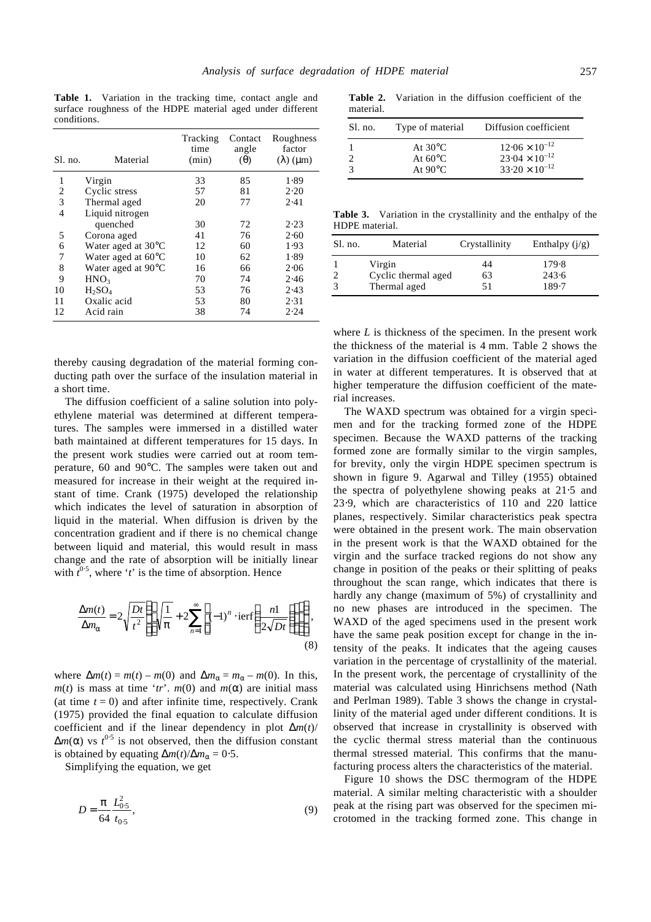**Table 1.** Variation in the tracking time, contact angle and surface roughness of the HDPE material aged under different conditions.

| Sl. no. | Material | Tracking time (min) | Contact angle (θ) | Roughness factor (λ) (μm) |
|---|---|---|---|---|
| 1 | Virgin | 33 | 85 | 1·89 |
| 2 | Cyclic stress | 57 | 81 | 2·20 |
| 3 | Thermal aged | 20 | 77 | 2·41 |
| 4 | Liquid nitrogen quenched | 30 | 72 | 2·23 |
| 5 | Corona aged | 41 | 76 | 2·60 |
| 6 | Water aged at 30°C | 12 | 60 | 1·93 |
| 7 | Water aged at 60°C | 10 | 62 | 1·89 |
| 8 | Water aged at 90°C | 16 | 66 | 2·06 |
| 9 | $HNO_3$ | 70 | 74 | 2·46 |
| 10 | $H_2SO_4$ | 53 | 76 | 2·43 |
| 11 | Oxalic acid | 53 | 80 | 2·31 |
| 12 | Acid rain | 38 | 74 | 2·24 |

thereby causing degradation of the material forming conducting path over the surface of the insulation material in a short time.

The diffusion coefficient of a saline solution into polyethylene material was determined at different temperatures. The samples were immersed in a distilled water bath maintained at different temperatures for 15 days. In the present work studies were carried out at room temperature, 60 and 90°C. The samples were taken out and measured for increase in their weight at the required instant of time. Crank (1975) developed the relationship which indicates the level of saturation in absorption of liquid in the material. When diffusion is driven by the concentration gradient and if there is no chemical change between liquid and material, this would result in mass change and the rate of absorption will be initially linear with $t^{0·5}$, where '$t$' is the time of absorption. Hence

$$\frac{\Delta m(t)}{\Delta m_\alpha} = 2\sqrt{\frac{Dt}{t^2}}\left[\sqrt{\frac{1}{\pi}} + 2\sum_{n=1}^{\infty}\left[(-1)^n \cdot \mathrm{ierf}\left[\frac{n1}{2\sqrt{Dt}}\right]\right]\right], \tag{8}$$

where $\Delta m(t) = m(t) - m(0)$ and $\Delta m_\alpha = m_\alpha - m(0)$. In this, $m(t)$ is mass at time '$tr$'. $m(0)$ and $m(\alpha)$ are initial mass (at time $t = 0$) and after infinite time, respectively. Crank (1975) provided the final equation to calculate diffusion coefficient and if the linear dependency in plot $\Delta m(t)/\Delta m(\alpha)$ vs $t^{0·5}$ is not observed, then the diffusion constant is obtained by equating $\Delta m(t)/\Delta m_\alpha = 0·5$.

Simplifying the equation, we get

$$D = \frac{\pi}{64}\frac{L_{0·5}^2}{t_{0·5}}, \tag{9}$$

where $L$ is thickness of the specimen. In the present work the thickness of the material is 4 mm. Table 2 shows the variation in the diffusion coefficient of the material aged in water at different temperatures. It is observed that at higher temperature the diffusion coefficient of the material increases.

**Table 2.** Variation in the diffusion coefficient of the material.

| Sl. no. | Type of material | Diffusion coefficient |
|---|---|---|
| 1 | At 30°C | $12·06 \times 10^{-12}$ |
| 2 | At 60°C | $23·04 \times 10^{-12}$ |
| 3 | At 90°C | $33·20 \times 10^{-12}$ |

**Table 3.** Variation in the crystallinity and the enthalpy of the HDPE material.

| Sl. no. | Material | Crystallinity | Enthalpy (j/g) |
|---|---|---|---|
| 1 | Virgin | 44 | 179·8 |
| 2 | Cyclic thermal aged | 63 | 243·6 |
| 3 | Thermal aged | 51 | 189·7 |

The WAXD spectrum was obtained for a virgin specimen and for the tracking formed zone of the HDPE specimen. Because the WAXD patterns of the tracking formed zone are formally similar to the virgin samples, for brevity, only the virgin HDPE specimen spectrum is shown in figure 9. Agarwal and Tilley (1955) obtained the spectra of polyethylene showing peaks at 21·5 and 23·9, which are characteristics of 110 and 220 lattice planes, respectively. Similar characteristics peak spectra were obtained in the present work. The main observation in the present work is that the WAXD obtained for the virgin and the surface tracked regions do not show any change in position of the peaks or their splitting of peaks throughout the scan range, which indicates that there is hardly any change (maximum of 5%) of crystallinity and no new phases are introduced in the specimen. The WAXD of the aged specimens used in the present work have the same peak position except for change in the intensity of the peaks. It indicates that the ageing causes variation in the percentage of crystallinity of the material. In the present work, the percentage of crystallinity of the material was calculated using Hinrichsens method (Nath and Perlman 1989). Table 3 shows the change in crystallinity of the material aged under different conditions. It is observed that increase in crystallinity is observed with the cyclic thermal stress material than the continuous thermal stressed material. This confirms that the manufacturing process alters the characteristics of the material.

Figure 10 shows the DSC thermogram of the HDPE material. A similar melting characteristic with a shoulder peak at the rising part was observed for the specimen microtomed in the tracking formed zone. This change in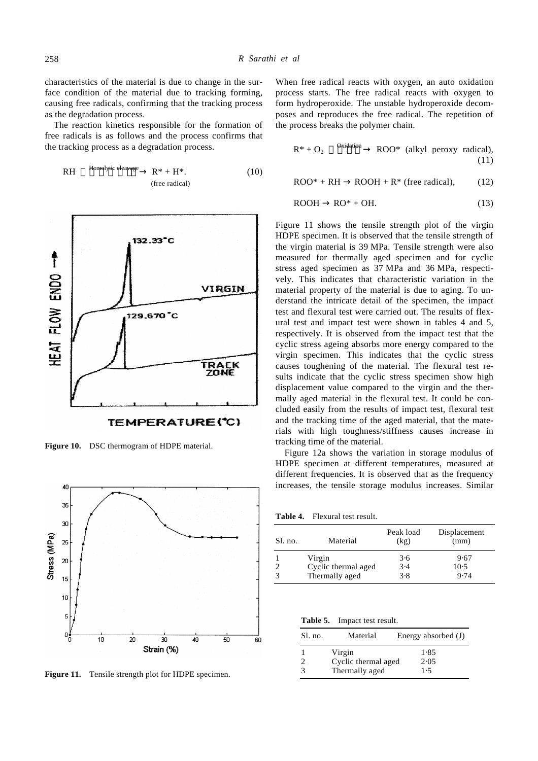characteristics of the material is due to change in the surface condition of the material due to tracking forming, causing free radicals, confirming that the tracking process as the degradation process.

The reaction kinetics responsible for the formation of free radicals is as follows and the process confirms that the tracking process as a degradation process.

$$\mathrm{RH} \xrightarrow{\text{Homolytic cleavage}} \underset{\text{(free radical)}}{\mathrm{R^* + H^*}}. \tag{10}$$

Figure 10. DSC thermogram of HDPE material.

Figure 11. Tensile strength plot for HDPE specimen.

When free radical reacts with oxygen, an auto oxidation process starts. The free radical reacts with oxygen to form hydroperoxide. The unstable hydroperoxide decomposes and reproduces the free radical. The repetition of the process breaks the polymer chain.

$$\mathrm{R^* + O_2} \xrightarrow{\text{Oxidation}} \mathrm{ROO^*} \text{ (alkyl peroxy radical)}, \tag{11}$$

$$\mathrm{ROO^* + RH \rightarrow ROOH + R^*} \text{ (free radical)}, \tag{12}$$

$$\mathrm{ROOH \rightarrow RO^* + OH}. \tag{13}$$

Figure 11 shows the tensile strength plot of the virgin HDPE specimen. It is observed that the tensile strength of the virgin material is 39 MPa. Tensile strength were also measured for thermally aged specimen and for cyclic stress aged specimen as 37 MPa and 36 MPa, respectively. This indicates that characteristic variation in the material property of the material is due to aging. To understand the intricate detail of the specimen, the impact test and flexural test were carried out. The results of flexural test and impact test were shown in tables 4 and 5, respectively. It is observed from the impact test that the cyclic stress ageing absorbs more energy compared to the virgin specimen. This indicates that the cyclic stress causes toughening of the material. The flexural test results indicate that the cyclic stress specimen show high displacement value compared to the virgin and the thermally aged material in the flexural test. It could be concluded easily from the results of impact test, flexural test and the tracking time of the aged material, that the materials with high toughness/stiffness causes increase in tracking time of the material.

Figure 12a shows the variation in storage modulus of HDPE specimen at different temperatures, measured at different frequencies. It is observed that as the frequency increases, the tensile storage modulus increases. Similar

**Table 4.** Flexural test result.

| Sl. no. | Material | Peak load (kg) | Displacement (mm) |
|---|---|---|---|
| 1 | Virgin | 3·6 | 9·67 |
| 2 | Cyclic thermal aged | 3·4 | 10·5 |
| 3 | Thermally aged | 3·8 | 9·74 |

**Table 5.** Impact test result.

| Sl. no. | Material | Energy absorbed (J) |
|---|---|---|
| 1 | Virgin | 1·85 |
| 2 | Cyclic thermal aged | 2·05 |
| 3 | Thermally aged | 1·5 |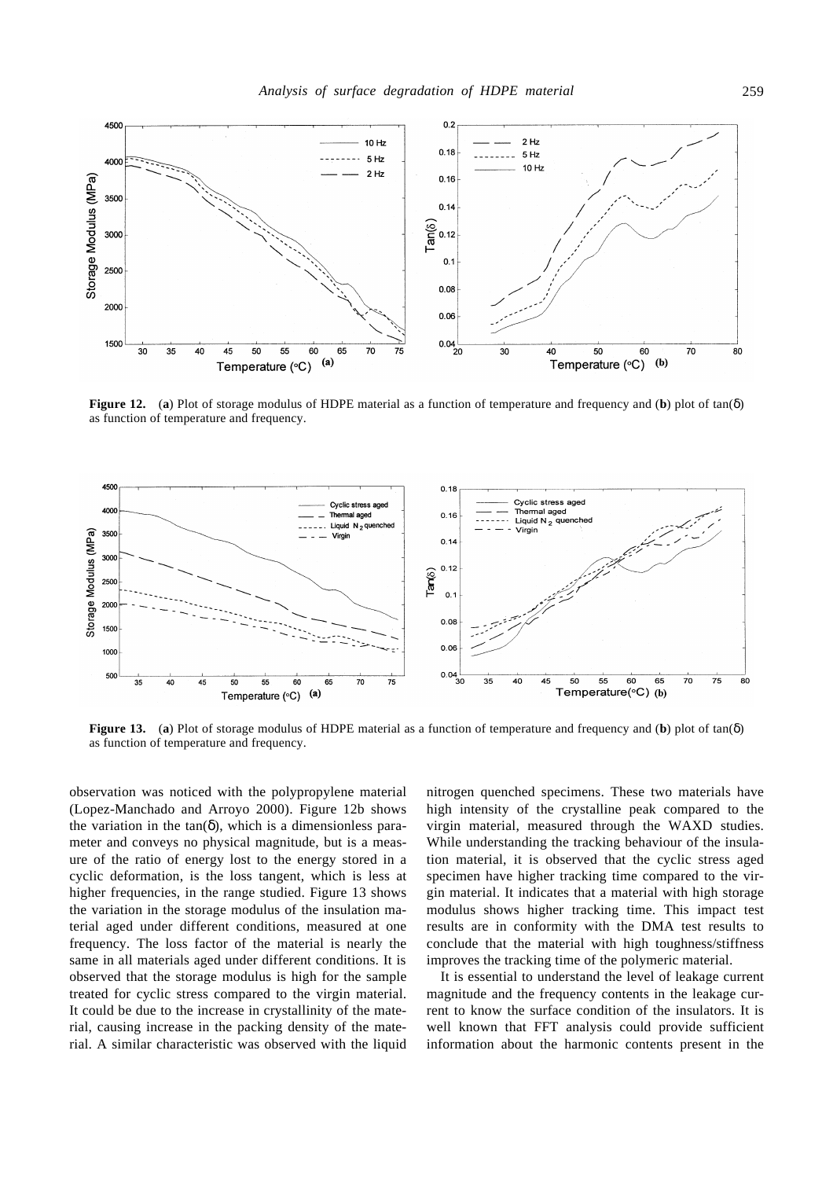**Figure 12.** (**a**) Plot of storage modulus of HDPE material as a function of temperature and frequency and (**b**) plot of tan(δ) as function of temperature and frequency.

**Figure 13.** (**a**) Plot of storage modulus of HDPE material as a function of temperature and frequency and (**b**) plot of tan(δ) as function of temperature and frequency.

observation was noticed with the polypropylene material (Lopez-Manchado and Arroyo 2000). Figure 12b shows the variation in the tan(δ), which is a dimensionless parameter and conveys no physical magnitude, but is a measure of the ratio of energy lost to the energy stored in a cyclic deformation, is the loss tangent, which is less at higher frequencies, in the range studied. Figure 13 shows the variation in the storage modulus of the insulation material aged under different conditions, measured at one frequency. The loss factor of the material is nearly the same in all materials aged under different conditions. It is observed that the storage modulus is high for the sample treated for cyclic stress compared to the virgin material. It could be due to the increase in crystallinity of the material, causing increase in the packing density of the material. A similar characteristic was observed with the liquid nitrogen quenched specimens. These two materials have high intensity of the crystalline peak compared to the virgin material, measured through the WAXD studies. While understanding the tracking behaviour of the insulation material, it is observed that the cyclic stress aged specimen have higher tracking time compared to the virgin material. It indicates that a material with high storage modulus shows higher tracking time. This impact test results are in conformity with the DMA test results to conclude that the material with high toughness/stiffness improves the tracking time of the polymeric material.

It is essential to understand the level of leakage current magnitude and the frequency contents in the leakage current to know the surface condition of the insulators. It is well known that FFT analysis could provide sufficient information about the harmonic contents present in the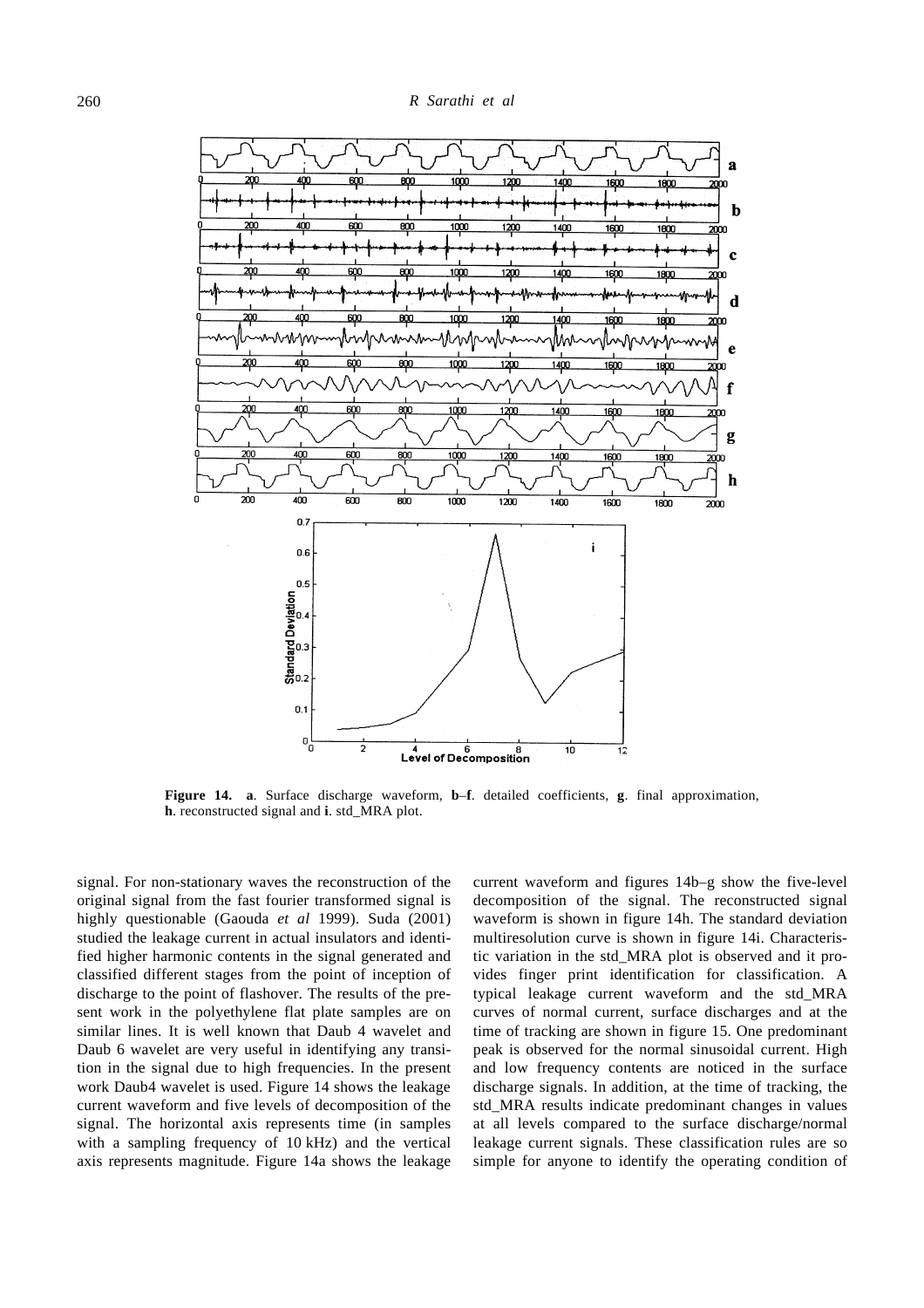**Figure 14.** **a**. Surface discharge waveform, **b**–**f**. detailed coefficients, **g**. final approximation, **h**. reconstructed signal and **i**. std_MRA plot.

signal. For non-stationary waves the reconstruction of the original signal from the fast fourier transformed signal is highly questionable (Gaouda *et al* 1999). Suda (2001) studied the leakage current in actual insulators and identified higher harmonic contents in the signal generated and classified different stages from the point of inception of discharge to the point of flashover. The results of the present work in the polyethylene flat plate samples are on similar lines. It is well known that Daub 4 wavelet and Daub 6 wavelet are very useful in identifying any transition in the signal due to high frequencies. In the present work Daub4 wavelet is used. Figure 14 shows the leakage current waveform and five levels of decomposition of the signal. The horizontal axis represents time (in samples with a sampling frequency of 10 kHz) and the vertical axis represents magnitude. Figure 14a shows the leakage current waveform and figures 14b–g show the five-level decomposition of the signal. The reconstructed signal waveform is shown in figure 14h. The standard deviation multiresolution curve is shown in figure 14i. Characteristic variation in the std_MRA plot is observed and it provides finger print identification for classification. A typical leakage current waveform and the std_MRA curves of normal current, surface discharges and at the time of tracking are shown in figure 15. One predominant peak is observed for the normal sinusoidal current. High and low frequency contents are noticed in the surface discharge signals. In addition, at the time of tracking, the std_MRA results indicate predominant changes in values at all levels compared to the surface discharge/normal leakage current signals. These classification rules are so simple for anyone to identify the operating condition of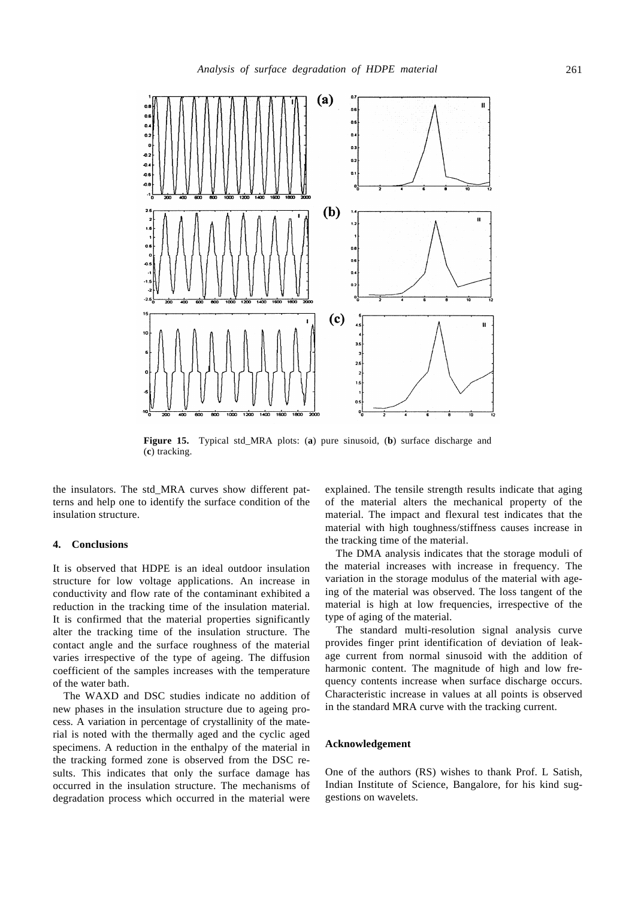(a)

I

II

0 200 400 600 800 1000 1200 1400 1600 1800 2000

0 2 4 6 8 10 12

(b)

I

II

(c)

I

II

**Figure 15.** Typical std_MRA plots: (**a**) pure sinusoid, (**b**) surface discharge and (**c**) tracking.

the insulators. The std_MRA curves show different patterns and help one to identify the surface condition of the insulation structure.

## 4. Conclusions

It is observed that HDPE is an ideal outdoor insulation structure for low voltage applications. An increase in conductivity and flow rate of the contaminant exhibited a reduction in the tracking time of the insulation material. It is confirmed that the material properties significantly alter the tracking time of the insulation structure. The contact angle and the surface roughness of the material varies irrespective of the type of ageing. The diffusion coefficient of the samples increases with the temperature of the water bath.

The WAXD and DSC studies indicate no addition of new phases in the insulation structure due to ageing process. A variation in percentage of crystallinity of the material is noted with the thermally aged and the cyclic aged specimens. A reduction in the enthalpy of the material in the tracking formed zone is observed from the DSC results. This indicates that only the surface damage has occurred in the insulation structure. The mechanisms of degradation process which occurred in the material were explained. The tensile strength results indicate that aging of the material alters the mechanical property of the material. The impact and flexural test indicates that the material with high toughness/stiffness causes increase in the tracking time of the material.

The DMA analysis indicates that the storage moduli of the material increases with increase in frequency. The variation in the storage modulus of the material with ageing of the material was observed. The loss tangent of the material is high at low frequencies, irrespective of the type of aging of the material.

The standard multi-resolution signal analysis curve provides finger print identification of deviation of leakage current from normal sinusoid with the addition of harmonic content. The magnitude of high and low frequency contents increase when surface discharge occurs. Characteristic increase in values at all points is observed in the standard MRA curve with the tracking current.

### Acknowledgement

One of the authors (RS) wishes to thank Prof. L Satish, Indian Institute of Science, Bangalore, for his kind suggestions on wavelets.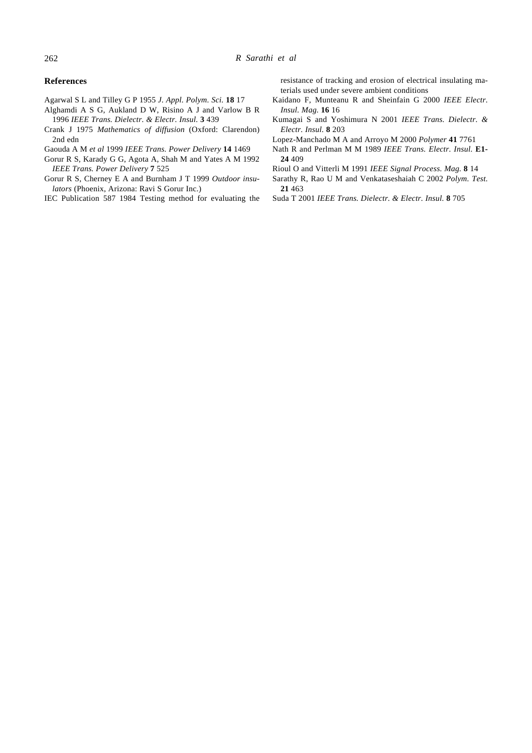## References

Agarwal S L and Tilley G P 1955 *J. Appl. Polym. Sci.* **18** 17

Alghamdi A S G, Aukland D W, Risino A J and Varlow B R 1996 *IEEE Trans. Dielectr. & Electr. Insul.* **3** 439

Crank J 1975 *Mathematics of diffusion* (Oxford: Clarendon) 2nd edn

Gaouda A M *et al* 1999 *IEEE Trans. Power Delivery* **14** 1469

Gorur R S, Karady G G, Agota A, Shah M and Yates A M 1992 *IEEE Trans. Power Delivery* **7** 525

Gorur R S, Cherney E A and Burnham J T 1999 *Outdoor insulators* (Phoenix, Arizona: Ravi S Gorur Inc.)

IEC Publication 587 1984 Testing method for evaluating the resistance of tracking and erosion of electrical insulating materials used under severe ambient conditions

Kaidano F, Munteanu R and Sheinfain G 2000 *IEEE Electr. Insul. Mag.* **16** 16

Kumagai S and Yoshimura N 2001 *IEEE Trans. Dielectr. & Electr. Insul.* **8** 203

Lopez-Manchado M A and Arroyo M 2000 *Polymer* **41** 7761

Nath R and Perlman M M 1989 *IEEE Trans. Electr. Insul.* **E1-24** 409

Rioul O and Vitterli M 1991 *IEEE Signal Process. Mag.* **8** 14

Sarathy R, Rao U M and Venkataseshaiah C 2002 *Polym. Test.* **21** 463

Suda T 2001 *IEEE Trans. Dielectr. & Electr. Insul.* **8** 705